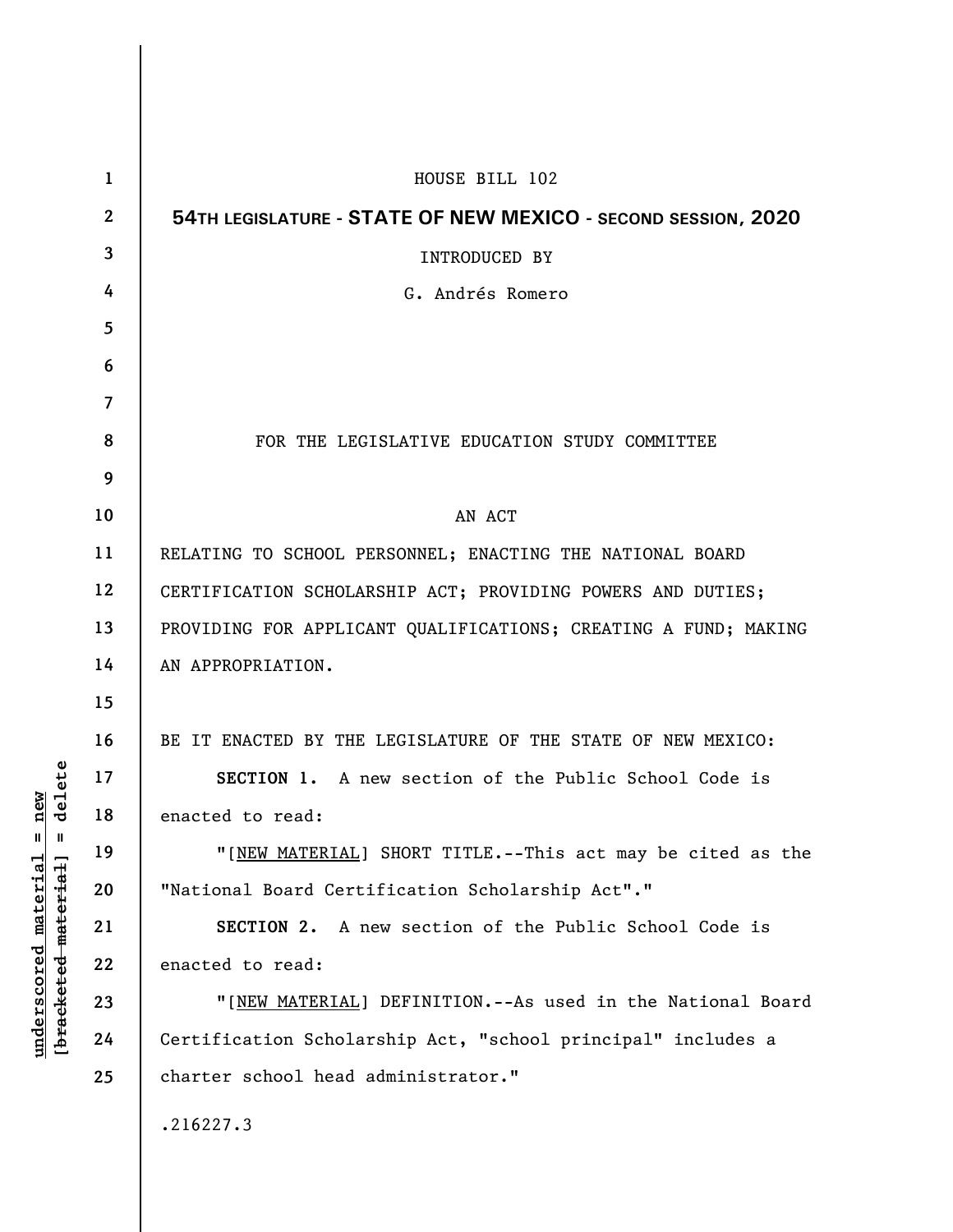HOUSE BILL 102

**54TH LEGISLATURE - STATE OF NEW MEXICO - SECOND SESSION, 2020**

INTRODUCED BY

G. Andrés Romero

FOR THE LEGISLATIVE EDUCATION STUDY COMMITTEE

AN ACT

RELATING TO SCHOOL PERSONNEL; ENACTING THE NATIONAL BOARD CERTIFICATION SCHOLARSHIP ACT; PROVIDING POWERS AND DUTIES; PROVIDING FOR APPLICANT QUALIFICATIONS; CREATING A FUND; MAKING AN APPROPRIATION.

BE IT ENACTED BY THE LEGISLATURE OF THE STATE OF NEW MEXICO:

**SECTION 1.** A new section of the Public School Code is enacted to read:

"[NEW MATERIAL] SHORT TITLE.--This act may be cited as the "National Board Certification Scholarship Act"."

**SECTION 2.** A new section of the Public School Code is enacted to read:

"[NEW MATERIAL] DEFINITION.--As used in the National Board Certification Scholarship Act, "school principal" includes a charter school head administrator."

.216227.3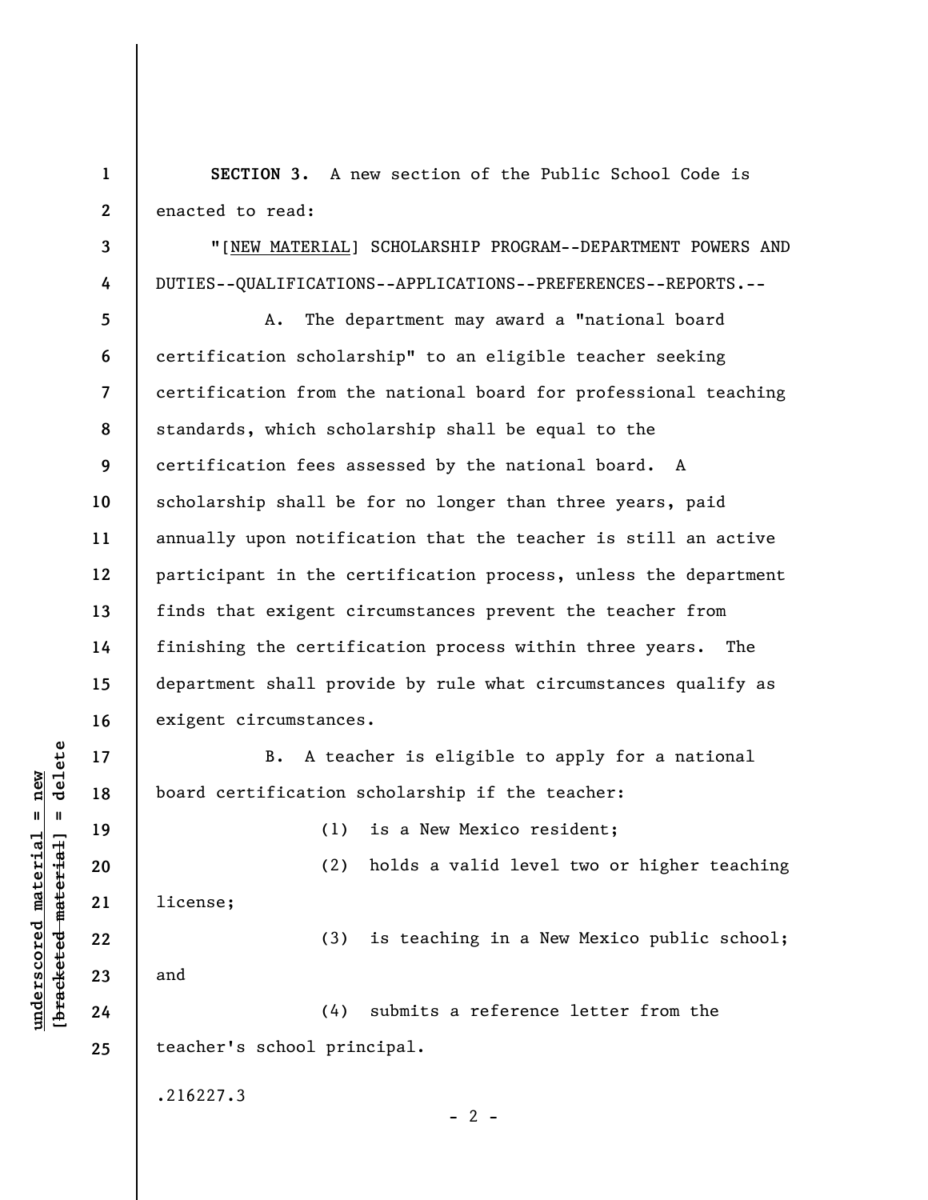**SECTION 3.** A new section of the Public School Code is enacted to read:

"[NEW MATERIAL] SCHOLARSHIP PROGRAM--DEPARTMENT POWERS AND DUTIES--QUALIFICATIONS--APPLICATIONS--PREFERENCES--REPORTS.--

A. The department may award a "national board certification scholarship" to an eligible teacher seeking certification from the national board for professional teaching standards, which scholarship shall be equal to the certification fees assessed by the national board. A scholarship shall be for no longer than three years, paid annually upon notification that the teacher is still an active participant in the certification process, unless the department finds that exigent circumstances prevent the teacher from finishing the certification process within three years. The department shall provide by rule what circumstances qualify as exigent circumstances.

B. A teacher is eligible to apply for a national board certification scholarship if the teacher:

(1) is a New Mexico resident;

(2) holds a valid level two or higher teaching license;

(3) is teaching in a New Mexico public school; and

(4) submits a reference letter from the teacher's school principal.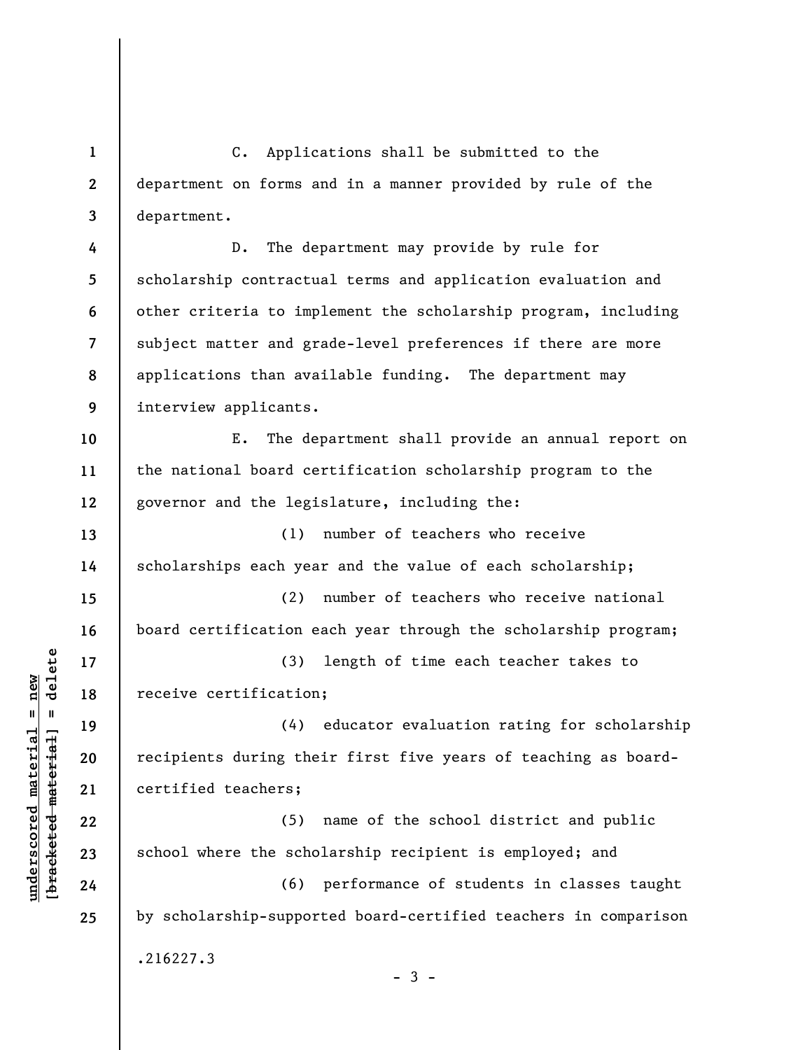C. Applications shall be submitted to the department on forms and in a manner provided by rule of the department.

D. The department may provide by rule for scholarship contractual terms and application evaluation and other criteria to implement the scholarship program, including subject matter and grade-level preferences if there are more applications than available funding. The department may interview applicants.

E. The department shall provide an annual report on the national board certification scholarship program to the governor and the legislature, including the:

(1) number of teachers who receive scholarships each year and the value of each scholarship;

(2) number of teachers who receive national board certification each year through the scholarship program;

(3) length of time each teacher takes to receive certification;

(4) educator evaluation rating for scholarship recipients during their first five years of teaching as board-certified teachers;

(5) name of the school district and public school where the scholarship recipient is employed; and

(6) performance of students in classes taught by scholarship-supported board-certified teachers in comparison

.216227.3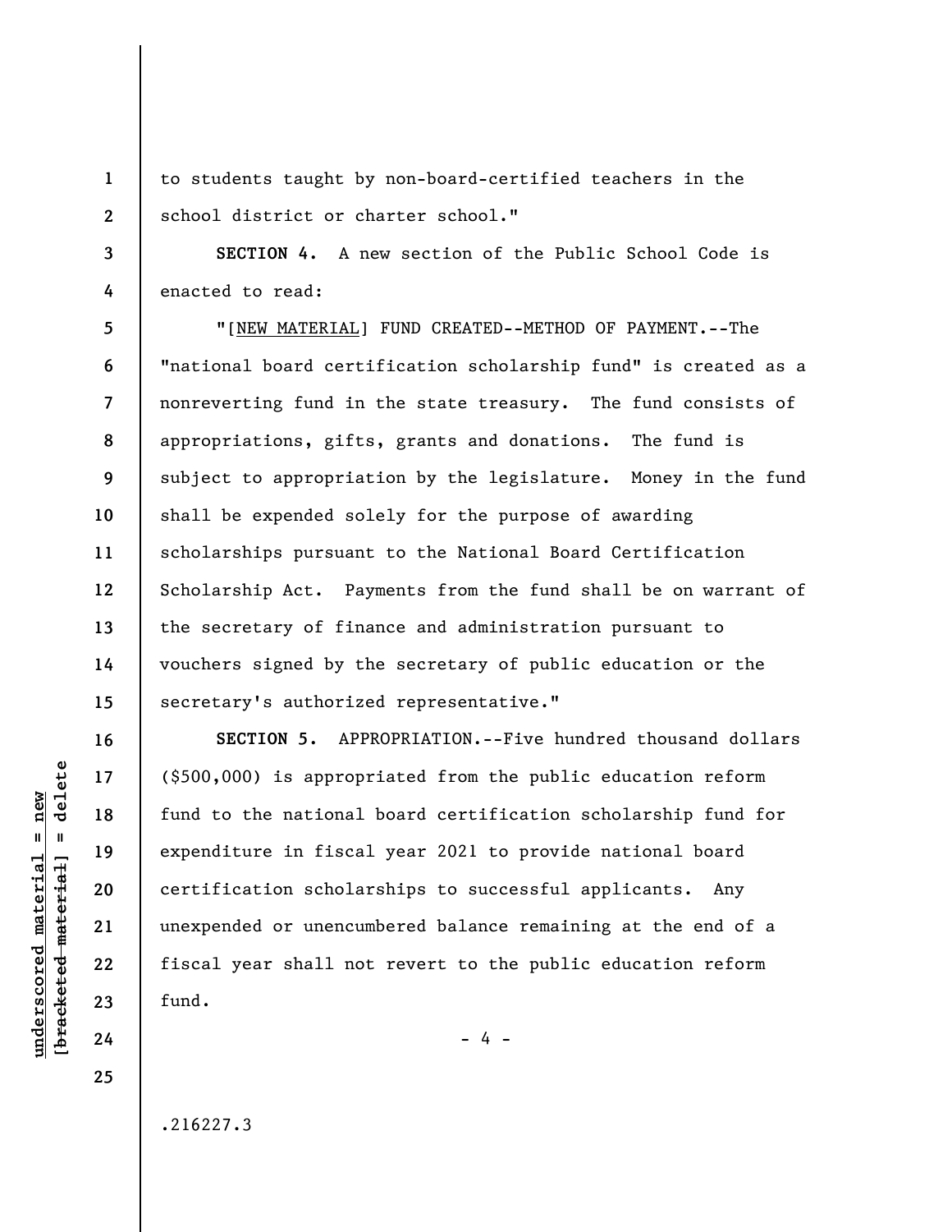to students taught by non-board-certified teachers in the school district or charter school."

**SECTION 4.** A new section of the Public School Code is enacted to read:

"[NEW MATERIAL] FUND CREATED--METHOD OF PAYMENT.--The "national board certification scholarship fund" is created as a nonreverting fund in the state treasury. The fund consists of appropriations, gifts, grants and donations. The fund is subject to appropriation by the legislature. Money in the fund shall be expended solely for the purpose of awarding scholarships pursuant to the National Board Certification Scholarship Act. Payments from the fund shall be on warrant of the secretary of finance and administration pursuant to vouchers signed by the secretary of public education or the secretary's authorized representative."

**SECTION 5.** APPROPRIATION.--Five hundred thousand dollars ($500,000) is appropriated from the public education reform fund to the national board certification scholarship fund for expenditure in fiscal year 2021 to provide national board certification scholarships to successful applicants. Any unexpended or unencumbered balance remaining at the end of a fiscal year shall not revert to the public education reform fund.

.216227.3